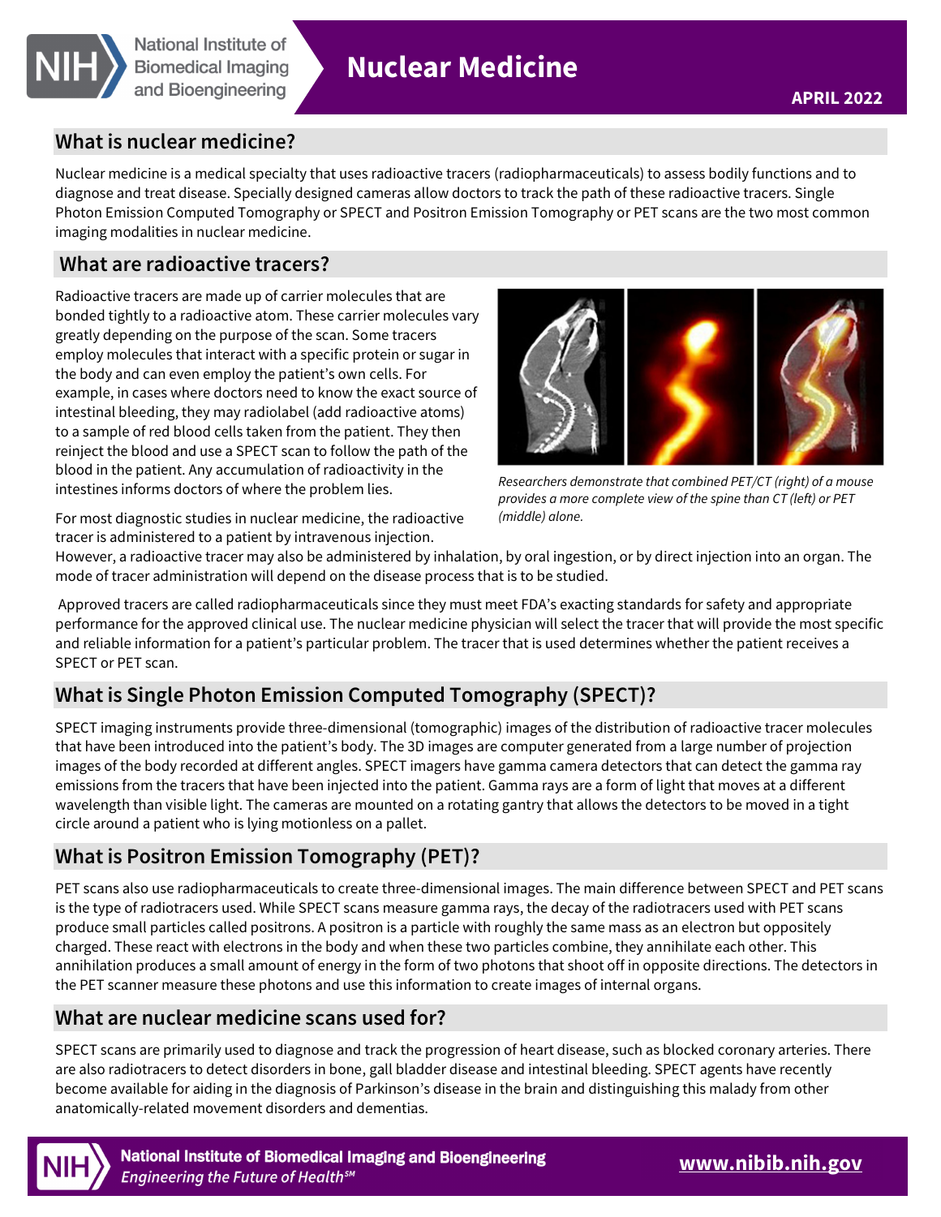# Nuclear Medicine

APRIL 2022

## What is nuclear medicine?

Nuclear medicine is a medical specialty that uses radioactive tracers (radiopharmaceuticals) to assess bodily functions and to diagnose and treat disease. Specially designed cameras allow doctors to track the path of these radioactive tracers. Single Photon Emission Computed Tomography or SPECT and Positron Emission Tomography or PET scans are the two most common imaging modalities in nuclear medicine.

## What are radioactive tracers?

Radioactive tracers are made up of carrier molecules that are bonded tightly to a radioactive atom. These carrier molecules vary greatly depending on the purpose of the scan. Some tracers employ molecules that interact with a specific protein or sugar in the body and can even employ the patient's own cells. For example, in cases where doctors need to know the exact source of intestinal bleeding, they may radiolabel (add radioactive atoms) to a sample of red blood cells taken from the patient. They then reinject the blood and use a SPECT scan to follow the path of the blood in the patient. Any accumulation of radioactivity in the intestines informs doctors of where the problem lies.

*Researchers demonstrate that combined PET/CT (right) of a mouse provides a more complete view of the spine than CT (left) or PET (middle) alone.*

For most diagnostic studies in nuclear medicine, the radioactive tracer is administered to a patient by intravenous injection. However, a radioactive tracer may also be administered by inhalation, by oral ingestion, or by direct injection into an organ. The mode of tracer administration will depend on the disease process that is to be studied.

Approved tracers are called radiopharmaceuticals since they must meet FDA's exacting standards for safety and appropriate performance for the approved clinical use. The nuclear medicine physician will select the tracer that will provide the most specific and reliable information for a patient's particular problem. The tracer that is used determines whether the patient receives a SPECT or PET scan.

## What is Single Photon Emission Computed Tomography (SPECT)?

SPECT imaging instruments provide three-dimensional (tomographic) images of the distribution of radioactive tracer molecules that have been introduced into the patient's body. The 3D images are computer generated from a large number of projection images of the body recorded at different angles. SPECT imagers have gamma camera detectors that can detect the gamma ray emissions from the tracers that have been injected into the patient. Gamma rays are a form of light that moves at a different wavelength than visible light. The cameras are mounted on a rotating gantry that allows the detectors to be moved in a tight circle around a patient who is lying motionless on a pallet.

## What is Positron Emission Tomography (PET)?

PET scans also use radiopharmaceuticals to create three-dimensional images. The main difference between SPECT and PET scans is the type of radiotracers used. While SPECT scans measure gamma rays, the decay of the radiotracers used with PET scans produce small particles called positrons. A positron is a particle with roughly the same mass as an electron but oppositely charged. These react with electrons in the body and when these two particles combine, they annihilate each other. This annihilation produces a small amount of energy in the form of two photons that shoot off in opposite directions. The detectors in the PET scanner measure these photons and use this information to create images of internal organs.

## What are nuclear medicine scans used for?

SPECT scans are primarily used to diagnose and track the progression of heart disease, such as blocked coronary arteries. There are also radiotracers to detect disorders in bone, gall bladder disease and intestinal bleeding. SPECT agents have recently become available for aiding in the diagnosis of Parkinson's disease in the brain and distinguishing this malady from other anatomically-related movement disorders and dementias.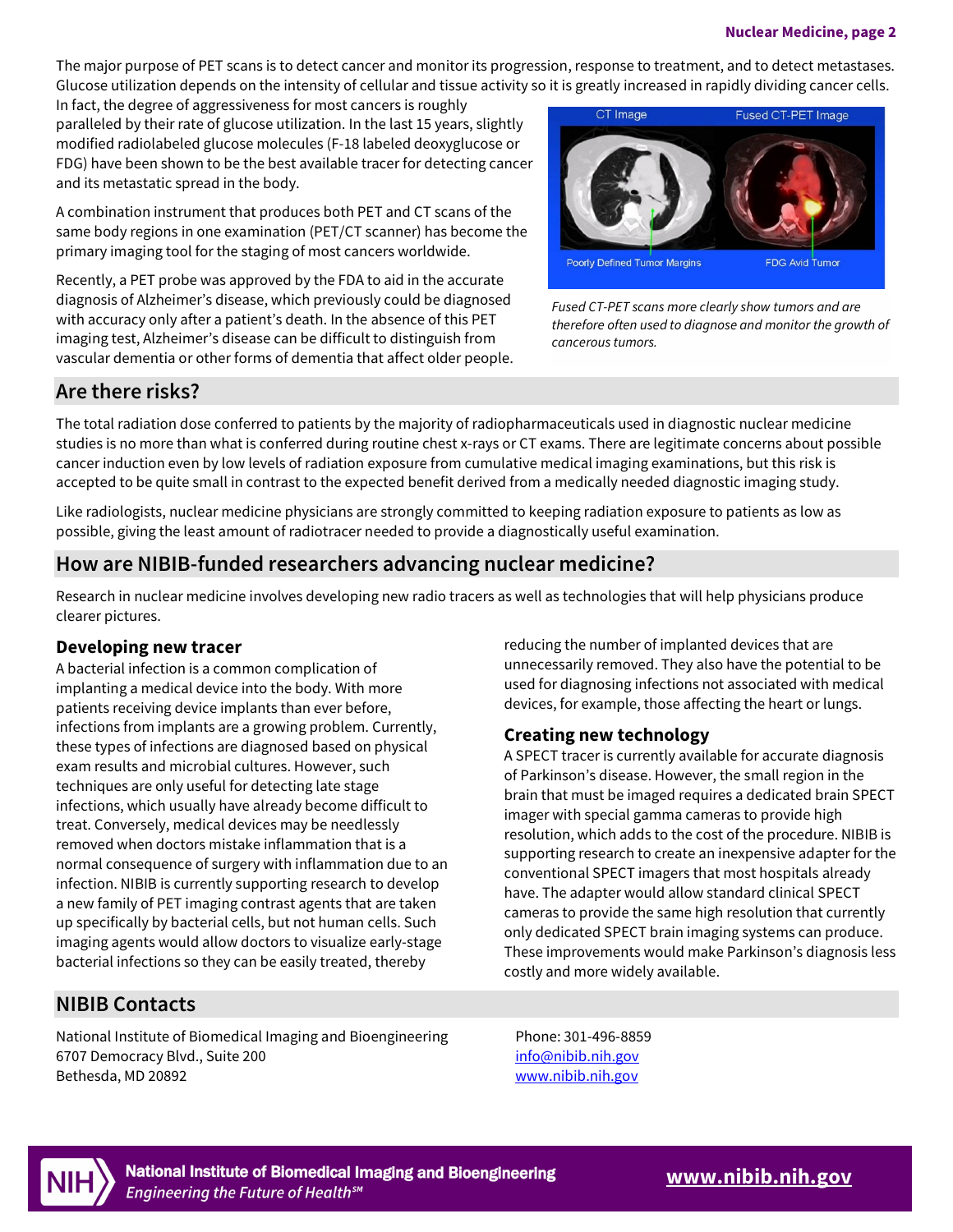The major purpose of PET scans is to detect cancer and monitor its progression, response to treatment, and to detect metastases. Glucose utilization depends on the intensity of cellular and tissue activity so it is greatly increased in rapidly dividing cancer cells. In fact, the degree of aggressiveness for most cancers is roughly paralleled by their rate of glucose utilization. In the last 15 years, slightly modified radiolabeled glucose molecules (F-18 labeled deoxyglucose or FDG) have been shown to be the best available tracer for detecting cancer and its metastatic spread in the body.

A combination instrument that produces both PET and CT scans of the same body regions in one examination (PET/CT scanner) has become the primary imaging tool for the staging of most cancers worldwide.

Recently, a PET probe was approved by the FDA to aid in the accurate diagnosis of Alzheimer's disease, which previously could be diagnosed with accuracy only after a patient's death. In the absence of this PET imaging test, Alzheimer's disease can be difficult to distinguish from vascular dementia or other forms of dementia that affect older people.

CT Image

Fused CT-PET Image

Poorly Defined Tumor Margins

FDG Avid Tumor

*Fused CT-PET scans more clearly show tumors and are therefore often used to diagnose and monitor the growth of cancerous tumors.*

## Are there risks?

The total radiation dose conferred to patients by the majority of radiopharmaceuticals used in diagnostic nuclear medicine studies is no more than what is conferred during routine chest x-rays or CT exams. There are legitimate concerns about possible cancer induction even by low levels of radiation exposure from cumulative medical imaging examinations, but this risk is accepted to be quite small in contrast to the expected benefit derived from a medically needed diagnostic imaging study.

Like radiologists, nuclear medicine physicians are strongly committed to keeping radiation exposure to patients as low as possible, giving the least amount of radiotracer needed to provide a diagnostically useful examination.

## How are NIBIB-funded researchers advancing nuclear medicine?

Research in nuclear medicine involves developing new radio tracers as well as technologies that will help physicians produce clearer pictures.

### Developing new tracer

A bacterial infection is a common complication of implanting a medical device into the body. With more patients receiving device implants than ever before, infections from implants are a growing problem. Currently, these types of infections are diagnosed based on physical exam results and microbial cultures. However, such techniques are only useful for detecting late stage infections, which usually have already become difficult to treat. Conversely, medical devices may be needlessly removed when doctors mistake inflammation that is a normal consequence of surgery with inflammation due to an infection. NIBIB is currently supporting research to develop a new family of PET imaging contrast agents that are taken up specifically by bacterial cells, but not human cells. Such imaging agents would allow doctors to visualize early-stage bacterial infections so they can be easily treated, thereby reducing the number of implanted devices that are unnecessarily removed. They also have the potential to be used for diagnosing infections not associated with medical devices, for example, those affecting the heart or lungs.

### Creating new technology

A SPECT tracer is currently available for accurate diagnosis of Parkinson's disease. However, the small region in the brain that must be imaged requires a dedicated brain SPECT imager with special gamma cameras to provide high resolution, which adds to the cost of the procedure. NIBIB is supporting research to create an inexpensive adapter for the conventional SPECT imagers that most hospitals already have. The adapter would allow standard clinical SPECT cameras to provide the same high resolution that currently only dedicated SPECT brain imaging systems can produce. These improvements would make Parkinson's diagnosis less costly and more widely available.

## NIBIB Contacts

National Institute of Biomedical Imaging and Bioengineering
6707 Democracy Blvd., Suite 200
Bethesda, MD 20892

Phone: 301-496-8859
info@nibib.nih.gov
www.nibib.nih.gov